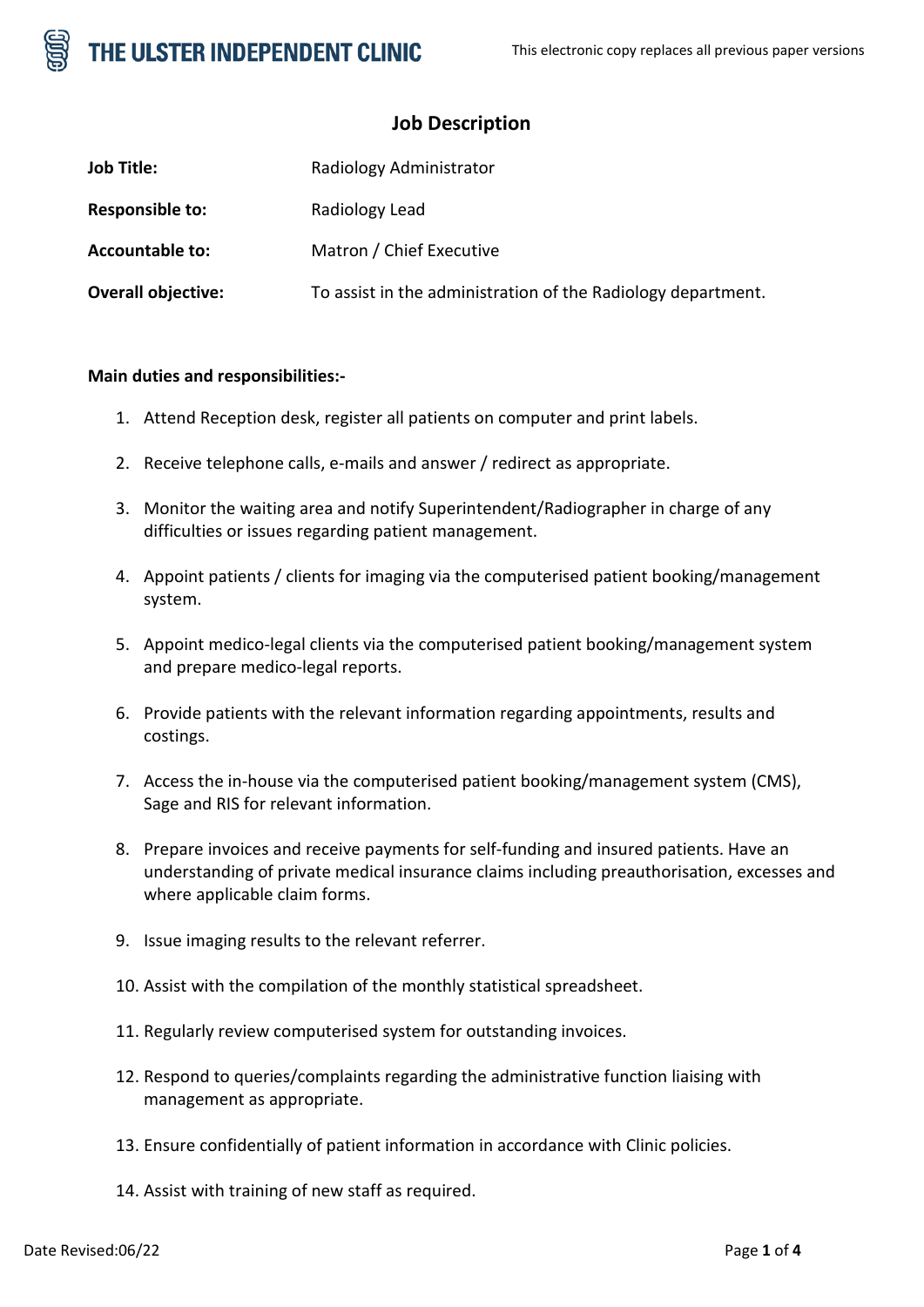# Job Description

| | |
|---|---|
| **Job Title:** | Radiology Administrator |
| **Responsible to:** | Radiology Lead |
| **Accountable to:** | Matron / Chief Executive |
| **Overall objective:** | To assist in the administration of the Radiology department. |

**Main duties and responsibilities:-**

1. Attend Reception desk, register all patients on computer and print labels.
2. Receive telephone calls, e-mails and answer / redirect as appropriate.
3. Monitor the waiting area and notify Superintendent/Radiographer in charge of any difficulties or issues regarding patient management.
4. Appoint patients / clients for imaging via the computerised patient booking/management system.
5. Appoint medico-legal clients via the computerised patient booking/management system and prepare medico-legal reports.
6. Provide patients with the relevant information regarding appointments, results and costings.
7. Access the in-house via the computerised patient booking/management system (CMS), Sage and RIS for relevant information.
8. Prepare invoices and receive payments for self-funding and insured patients. Have an understanding of private medical insurance claims including preauthorisation, excesses and where applicable claim forms.
9. Issue imaging results to the relevant referrer.
10. Assist with the compilation of the monthly statistical spreadsheet.
11. Regularly review computerised system for outstanding invoices.
12. Respond to queries/complaints regarding the administrative function liaising with management as appropriate.
13. Ensure confidentially of patient information in accordance with Clinic policies.
14. Assist with training of new staff as required.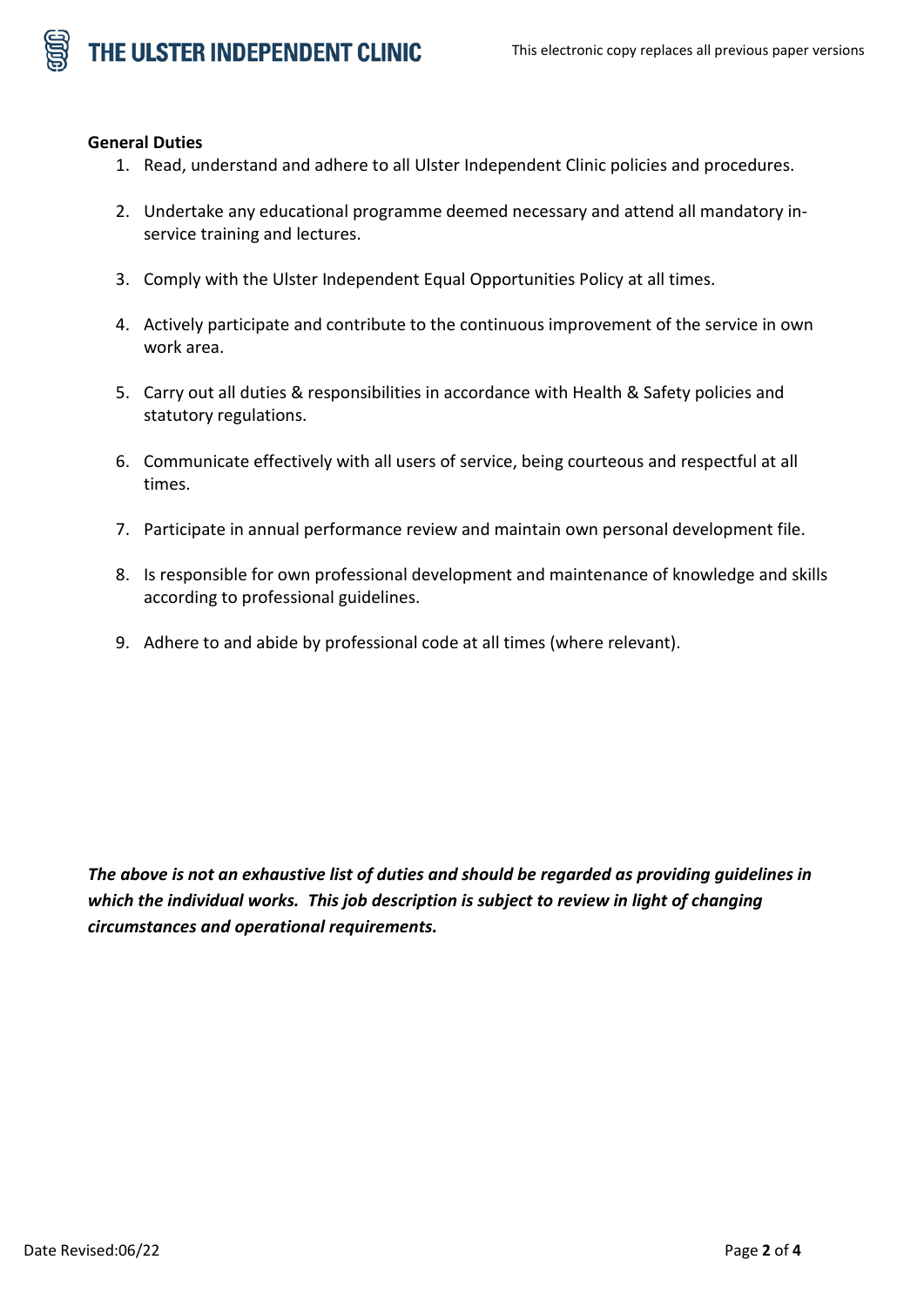**General Duties**

1. Read, understand and adhere to all Ulster Independent Clinic policies and procedures.

2. Undertake any educational programme deemed necessary and attend all mandatory in-service training and lectures.

3. Comply with the Ulster Independent Equal Opportunities Policy at all times.

4. Actively participate and contribute to the continuous improvement of the service in own work area.

5. Carry out all duties & responsibilities in accordance with Health & Safety policies and statutory regulations.

6. Communicate effectively with all users of service, being courteous and respectful at all times.

7. Participate in annual performance review and maintain own personal development file.

8. Is responsible for own professional development and maintenance of knowledge and skills according to professional guidelines.

9. Adhere to and abide by professional code at all times (where relevant).

***The above is not an exhaustive list of duties and should be regarded as providing guidelines in which the individual works. This job description is subject to review in light of changing circumstances and operational requirements.***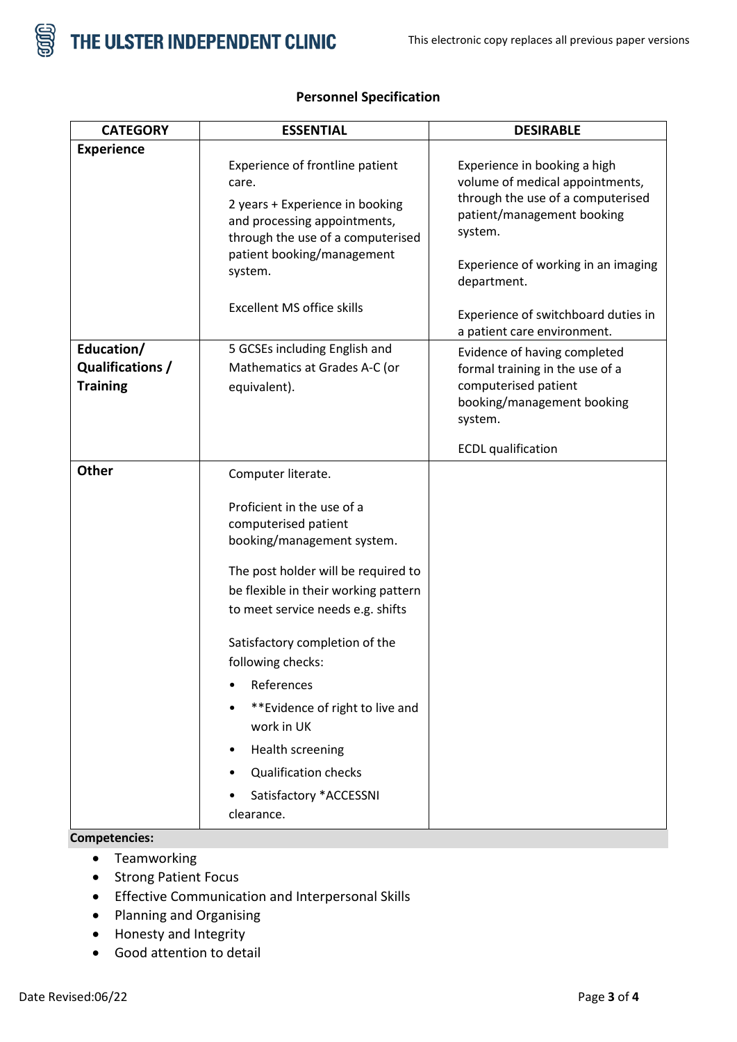**Personnel Specification**

| CATEGORY | ESSENTIAL | DESIRABLE |
|---|---|---|
| **Experience** | Experience of frontline patient care.<br><br>2 years + Experience in booking and processing appointments, through the use of a computerised patient booking/management system.<br><br>Excellent MS office skills | Experience in booking a high volume of medical appointments, through the use of a computerised patient/management booking system.<br><br>Experience of working in an imaging department.<br><br>Experience of switchboard duties in a patient care environment. |
| **Education/ Qualifications / Training** | 5 GCSEs including English and Mathematics at Grades A-C (or equivalent). | Evidence of having completed formal training in the use of a computerised patient booking/management booking system.<br><br>ECDL qualification |
| **Other** | Computer literate.<br><br>Proficient in the use of a computerised patient booking/management system.<br><br>The post holder will be required to be flexible in their working pattern to meet service needs e.g. shifts<br><br>Satisfactory completion of the following checks:<br>• References<br>• **Evidence of right to live and work in UK<br>• Health screening<br>• Qualification checks<br>• Satisfactory *ACCESSNI clearance. | |

**Competencies:**

- Teamworking
- Strong Patient Focus
- Effective Communication and Interpersonal Skills
- Planning and Organising
- Honesty and Integrity
- Good attention to detail

Date Revised:06/22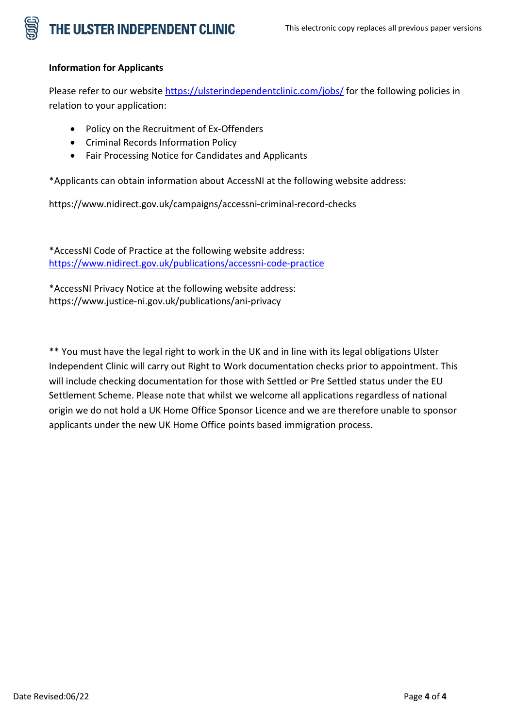**Information for Applicants**

Please refer to our website https://ulsterindependentclinic.com/jobs/ for the following policies in relation to your application:

- Policy on the Recruitment of Ex-Offenders
- Criminal Records Information Policy
- Fair Processing Notice for Candidates and Applicants

*Applicants can obtain information about AccessNI at the following website address:

https://www.nidirect.gov.uk/campaigns/accessni-criminal-record-checks

*AccessNI Code of Practice at the following website address:
https://www.nidirect.gov.uk/publications/accessni-code-practice

*AccessNI Privacy Notice at the following website address:
https://www.justice-ni.gov.uk/publications/ani-privacy

** You must have the legal right to work in the UK and in line with its legal obligations Ulster Independent Clinic will carry out Right to Work documentation checks prior to appointment. This will include checking documentation for those with Settled or Pre Settled status under the EU Settlement Scheme. Please note that whilst we welcome all applications regardless of national origin we do not hold a UK Home Office Sponsor Licence and we are therefore unable to sponsor applicants under the new UK Home Office points based immigration process.

Date Revised:06/22